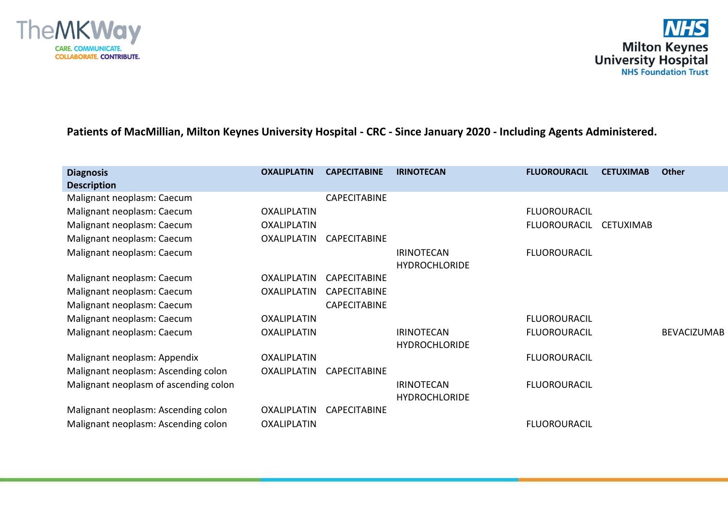**Patients of MacMillian, Milton Keynes University Hospital - CRC - Since January 2020 - Including Agents Administered.**

| Diagnosis Description | OXALIPLATIN | CAPECITABINE | IRINOTECAN | FLUOROURACIL | CETUXIMAB | Other |
|---|---|---|---|---|---|---|
| Malignant neoplasm: Caecum | | CAPECITABINE | | | | |
| Malignant neoplasm: Caecum | OXALIPLATIN | | | FLUOROURACIL | | |
| Malignant neoplasm: Caecum | OXALIPLATIN | | | FLUOROURACIL | CETUXIMAB | |
| Malignant neoplasm: Caecum | OXALIPLATIN | CAPECITABINE | | | | |
| Malignant neoplasm: Caecum | | | IRINOTECAN HYDROCHLORIDE | FLUOROURACIL | | |
| Malignant neoplasm: Caecum | OXALIPLATIN | CAPECITABINE | | | | |
| Malignant neoplasm: Caecum | OXALIPLATIN | CAPECITABINE | | | | |
| Malignant neoplasm: Caecum | | CAPECITABINE | | | | |
| Malignant neoplasm: Caecum | OXALIPLATIN | | | FLUOROURACIL | | |
| Malignant neoplasm: Caecum | OXALIPLATIN | | IRINOTECAN HYDROCHLORIDE | FLUOROURACIL | | BEVACIZUMAB |
| Malignant neoplasm: Appendix | OXALIPLATIN | | | FLUOROURACIL | | |
| Malignant neoplasm: Ascending colon | OXALIPLATIN | CAPECITABINE | | | | |
| Malignant neoplasm of ascending colon | | | IRINOTECAN HYDROCHLORIDE | FLUOROURACIL | | |
| Malignant neoplasm: Ascending colon | OXALIPLATIN | CAPECITABINE | | | | |
| Malignant neoplasm: Ascending colon | OXALIPLATIN | | | FLUOROURACIL | | |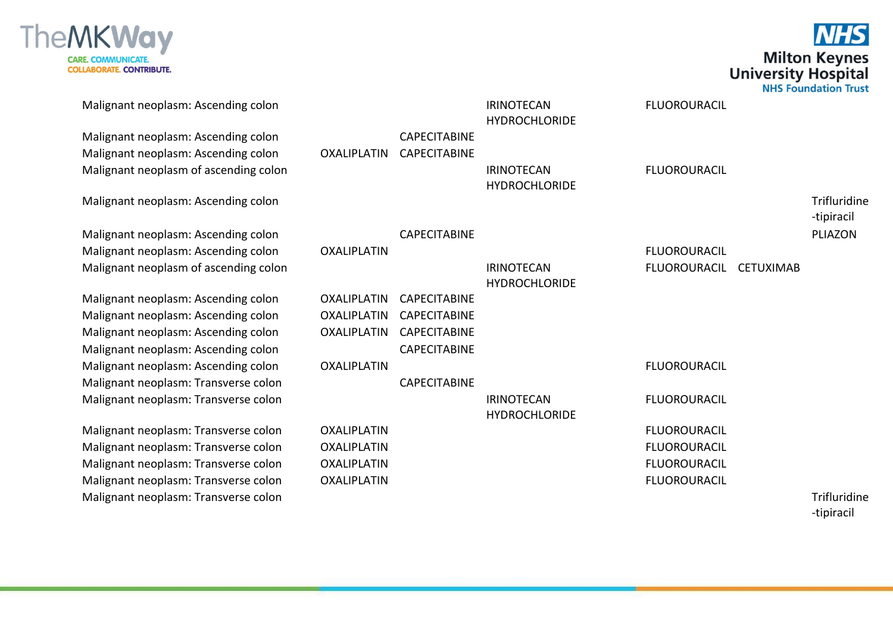| | | | | | | |
|---|---|---|---|---|---|---|
| Malignant neoplasm: Ascending colon | | | IRINOTECAN HYDROCHLORIDE | FLUOROURACIL | | |
| Malignant neoplasm: Ascending colon | | CAPECITABINE | | | | |
| Malignant neoplasm: Ascending colon | OXALIPLATIN | CAPECITABINE | | | | |
| Malignant neoplasm of ascending colon | | | IRINOTECAN HYDROCHLORIDE | FLUOROURACIL | | |
| Malignant neoplasm: Ascending colon | | | | | | Trifluridine-tipiracil |
| Malignant neoplasm: Ascending colon | | CAPECITABINE | | | | PLIAZON |
| Malignant neoplasm: Ascending colon | OXALIPLATIN | | | FLUOROURACIL | | |
| Malignant neoplasm of ascending colon | | | IRINOTECAN HYDROCHLORIDE | FLUOROURACIL | CETUXIMAB | |
| Malignant neoplasm: Ascending colon | OXALIPLATIN | CAPECITABINE | | | | |
| Malignant neoplasm: Ascending colon | OXALIPLATIN | CAPECITABINE | | | | |
| Malignant neoplasm: Ascending colon | OXALIPLATIN | CAPECITABINE | | | | |
| Malignant neoplasm: Ascending colon | | CAPECITABINE | | | | |
| Malignant neoplasm: Ascending colon | OXALIPLATIN | | | FLUOROURACIL | | |
| Malignant neoplasm: Transverse colon | | CAPECITABINE | | | | |
| Malignant neoplasm: Transverse colon | | | IRINOTECAN HYDROCHLORIDE | FLUOROURACIL | | |
| Malignant neoplasm: Transverse colon | OXALIPLATIN | | | FLUOROURACIL | | |
| Malignant neoplasm: Transverse colon | OXALIPLATIN | | | FLUOROURACIL | | |
| Malignant neoplasm: Transverse colon | OXALIPLATIN | | | FLUOROURACIL | | |
| Malignant neoplasm: Transverse colon | OXALIPLATIN | | | FLUOROURACIL | | |
| Malignant neoplasm: Transverse colon | | | | | | Trifluridine-tipiracil |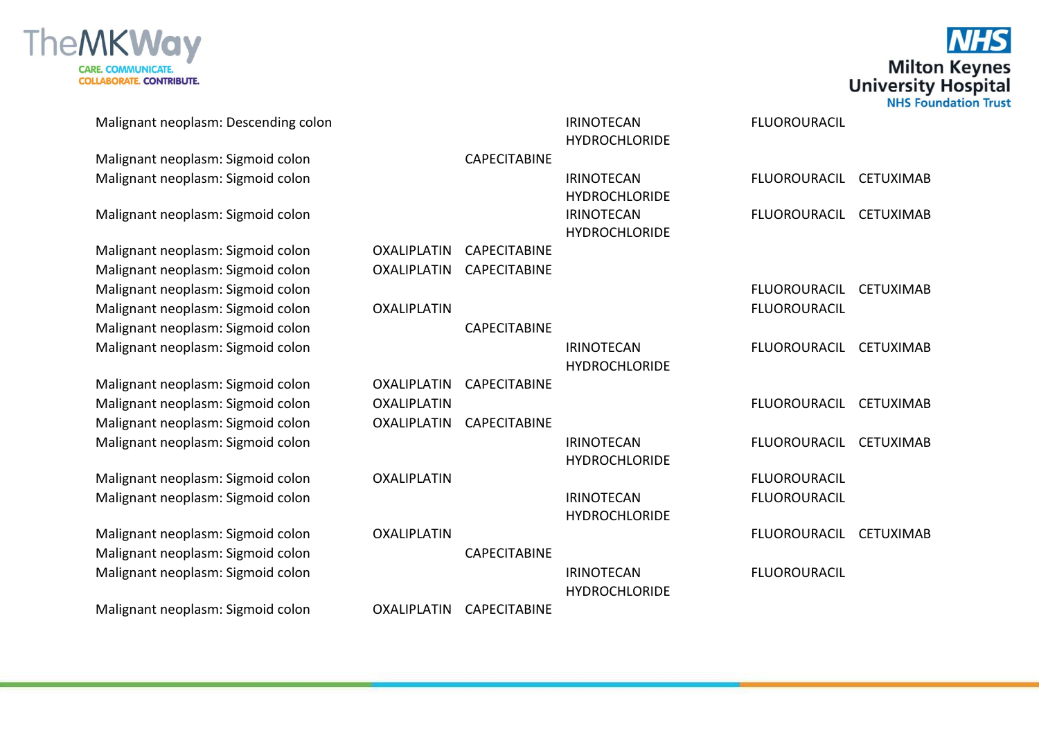| | | | | | |
|---|---|---|---|---|---|
| Malignant neoplasm: Descending colon | | | IRINOTECAN HYDROCHLORIDE | FLUOROURACIL | |
| Malignant neoplasm: Sigmoid colon | | CAPECITABINE | | | |
| Malignant neoplasm: Sigmoid colon | | | IRINOTECAN HYDROCHLORIDE | FLUOROURACIL | CETUXIMAB |
| Malignant neoplasm: Sigmoid colon | | | IRINOTECAN HYDROCHLORIDE | FLUOROURACIL | CETUXIMAB |
| Malignant neoplasm: Sigmoid colon | OXALIPLATIN | CAPECITABINE | | | |
| Malignant neoplasm: Sigmoid colon | OXALIPLATIN | CAPECITABINE | | | |
| Malignant neoplasm: Sigmoid colon | | | | FLUOROURACIL | CETUXIMAB |
| Malignant neoplasm: Sigmoid colon | OXALIPLATIN | | | FLUOROURACIL | |
| Malignant neoplasm: Sigmoid colon | | CAPECITABINE | | | |
| Malignant neoplasm: Sigmoid colon | | | IRINOTECAN HYDROCHLORIDE | FLUOROURACIL | CETUXIMAB |
| Malignant neoplasm: Sigmoid colon | OXALIPLATIN | CAPECITABINE | | | |
| Malignant neoplasm: Sigmoid colon | OXALIPLATIN | | | FLUOROURACIL | CETUXIMAB |
| Malignant neoplasm: Sigmoid colon | OXALIPLATIN | CAPECITABINE | | | |
| Malignant neoplasm: Sigmoid colon | | | IRINOTECAN HYDROCHLORIDE | FLUOROURACIL | CETUXIMAB |
| Malignant neoplasm: Sigmoid colon | OXALIPLATIN | | | FLUOROURACIL | |
| Malignant neoplasm: Sigmoid colon | | | IRINOTECAN HYDROCHLORIDE | FLUOROURACIL | |
| Malignant neoplasm: Sigmoid colon | OXALIPLATIN | | | FLUOROURACIL | CETUXIMAB |
| Malignant neoplasm: Sigmoid colon | | CAPECITABINE | | | |
| Malignant neoplasm: Sigmoid colon | | | IRINOTECAN HYDROCHLORIDE | FLUOROURACIL | |
| Malignant neoplasm: Sigmoid colon | OXALIPLATIN | CAPECITABINE | | | |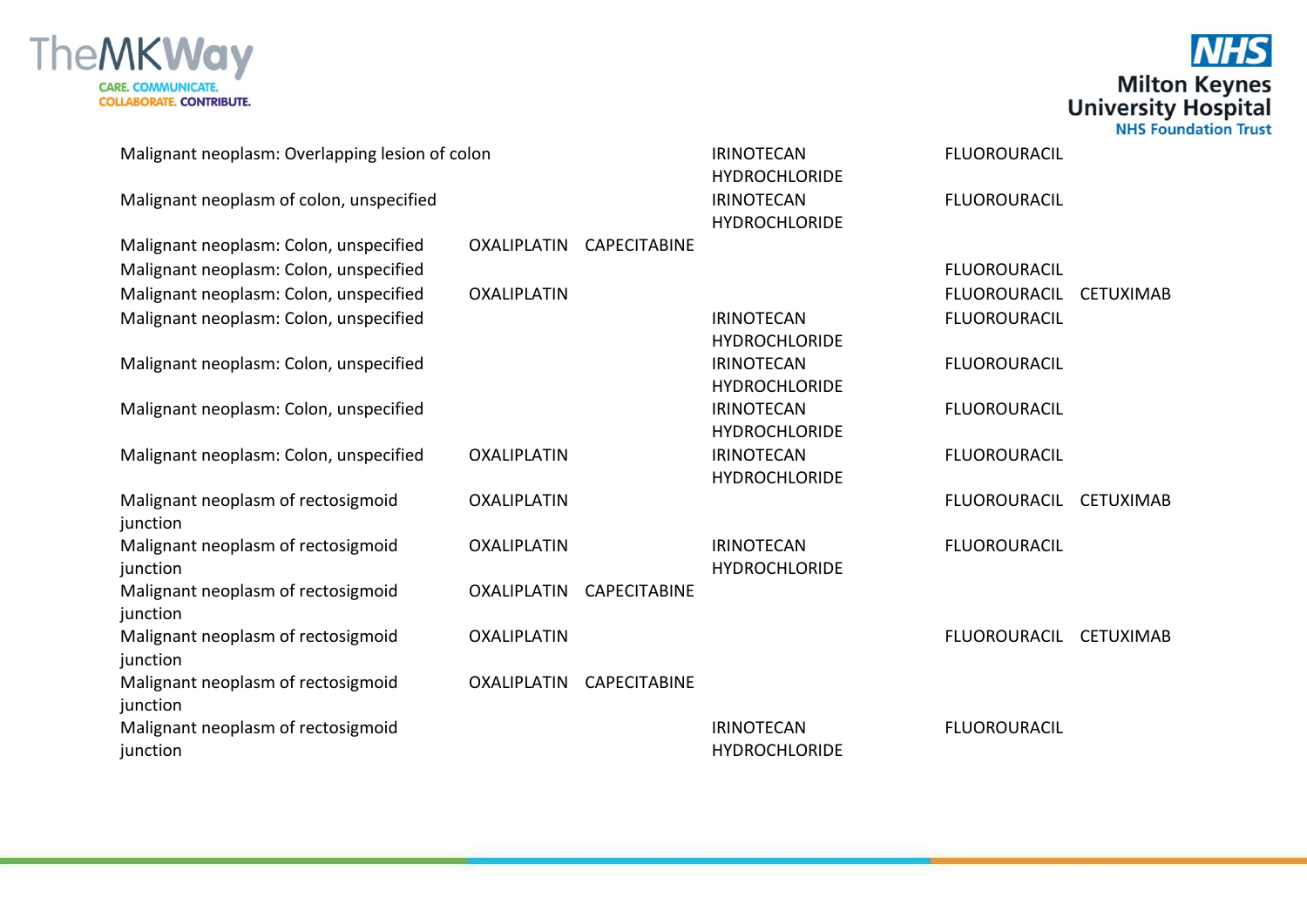| | | | | | |
|---|---|---|---|---|---|
| Malignant neoplasm: Overlapping lesion of colon | | | IRINOTECAN HYDROCHLORIDE | FLUOROURACIL | |
| Malignant neoplasm of colon, unspecified | | | IRINOTECAN HYDROCHLORIDE | FLUOROURACIL | |
| Malignant neoplasm: Colon, unspecified | OXALIPLATIN | CAPECITABINE | | | |
| Malignant neoplasm: Colon, unspecified | | | | FLUOROURACIL | |
| Malignant neoplasm: Colon, unspecified | OXALIPLATIN | | | FLUOROURACIL | CETUXIMAB |
| Malignant neoplasm: Colon, unspecified | | | IRINOTECAN HYDROCHLORIDE | FLUOROURACIL | |
| Malignant neoplasm: Colon, unspecified | | | IRINOTECAN HYDROCHLORIDE | FLUOROURACIL | |
| Malignant neoplasm: Colon, unspecified | | | IRINOTECAN HYDROCHLORIDE | FLUOROURACIL | |
| Malignant neoplasm: Colon, unspecified | OXALIPLATIN | | IRINOTECAN HYDROCHLORIDE | FLUOROURACIL | |
| Malignant neoplasm of rectosigmoid junction | OXALIPLATIN | | | FLUOROURACIL | CETUXIMAB |
| Malignant neoplasm of rectosigmoid junction | OXALIPLATIN | | IRINOTECAN HYDROCHLORIDE | FLUOROURACIL | |
| Malignant neoplasm of rectosigmoid junction | OXALIPLATIN | CAPECITABINE | | | |
| Malignant neoplasm of rectosigmoid junction | OXALIPLATIN | | | FLUOROURACIL | CETUXIMAB |
| Malignant neoplasm of rectosigmoid junction | OXALIPLATIN | CAPECITABINE | | | |
| Malignant neoplasm of rectosigmoid junction | | | IRINOTECAN HYDROCHLORIDE | FLUOROURACIL | |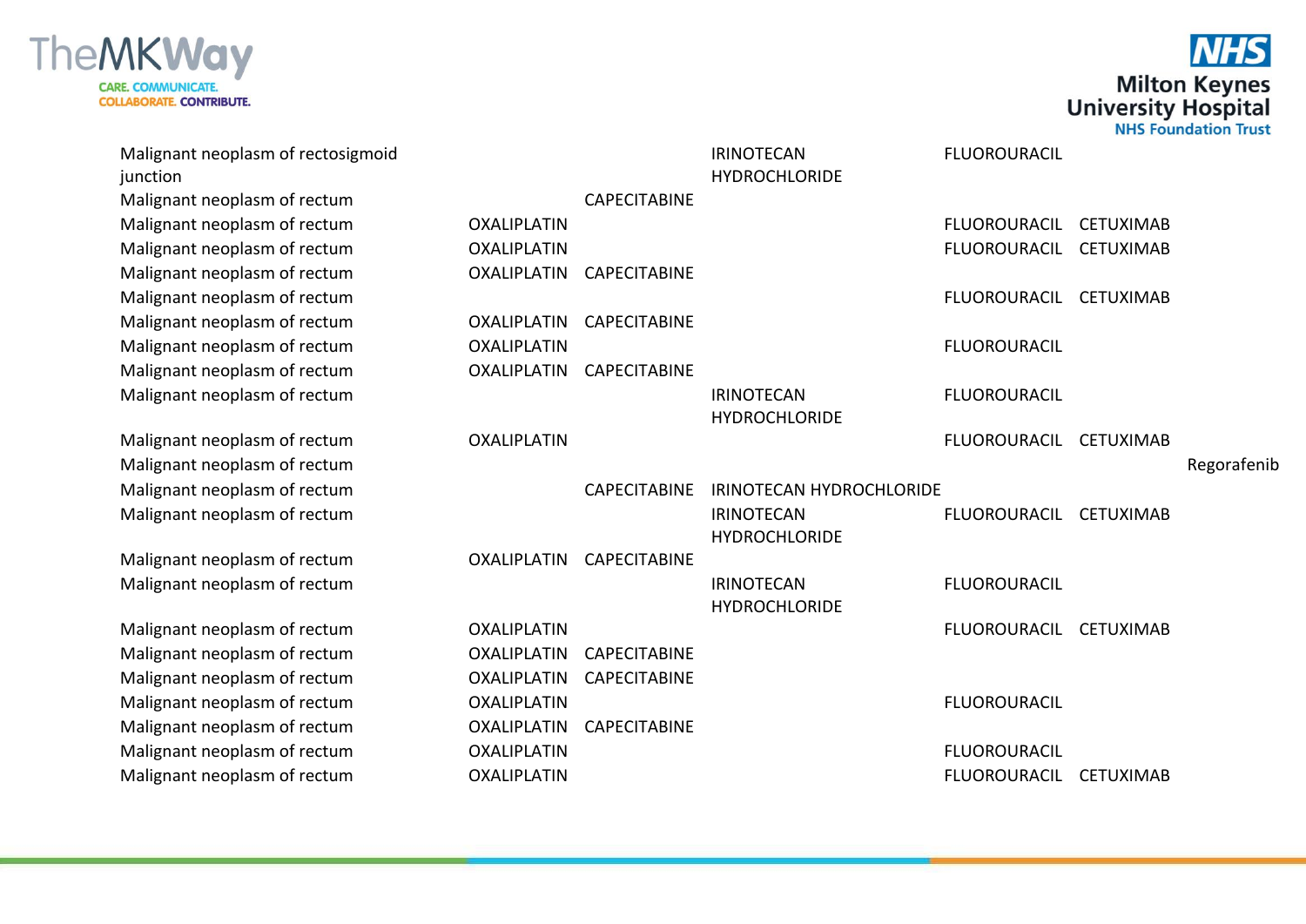| | | | | | | |
|---|---|---|---|---|---|---|
| Malignant neoplasm of rectosigmoid junction | | | IRINOTECAN HYDROCHLORIDE | FLUOROURACIL | | |
| Malignant neoplasm of rectum | | CAPECITABINE | | | | |
| Malignant neoplasm of rectum | OXALIPLATIN | | | FLUOROURACIL | CETUXIMAB | |
| Malignant neoplasm of rectum | OXALIPLATIN | | | FLUOROURACIL | CETUXIMAB | |
| Malignant neoplasm of rectum | OXALIPLATIN | CAPECITABINE | | | | |
| Malignant neoplasm of rectum | | | | FLUOROURACIL | CETUXIMAB | |
| Malignant neoplasm of rectum | OXALIPLATIN | CAPECITABINE | | | | |
| Malignant neoplasm of rectum | OXALIPLATIN | | | FLUOROURACIL | | |
| Malignant neoplasm of rectum | OXALIPLATIN | CAPECITABINE | | | | |
| Malignant neoplasm of rectum | | | IRINOTECAN HYDROCHLORIDE | FLUOROURACIL | | |
| Malignant neoplasm of rectum | OXALIPLATIN | | | FLUOROURACIL | CETUXIMAB | |
| Malignant neoplasm of rectum | | | | | | Regorafenib |
| Malignant neoplasm of rectum | | CAPECITABINE | IRINOTECAN HYDROCHLORIDE | | | |
| Malignant neoplasm of rectum | | | IRINOTECAN HYDROCHLORIDE | FLUOROURACIL | CETUXIMAB | |
| Malignant neoplasm of rectum | OXALIPLATIN | CAPECITABINE | | | | |
| Malignant neoplasm of rectum | | | IRINOTECAN HYDROCHLORIDE | FLUOROURACIL | | |
| Malignant neoplasm of rectum | OXALIPLATIN | | | FLUOROURACIL | CETUXIMAB | |
| Malignant neoplasm of rectum | OXALIPLATIN | CAPECITABINE | | | | |
| Malignant neoplasm of rectum | OXALIPLATIN | CAPECITABINE | | | | |
| Malignant neoplasm of rectum | OXALIPLATIN | | | FLUOROURACIL | | |
| Malignant neoplasm of rectum | OXALIPLATIN | CAPECITABINE | | | | |
| Malignant neoplasm of rectum | OXALIPLATIN | | | FLUOROURACIL | | |
| Malignant neoplasm of rectum | OXALIPLATIN | | | FLUOROURACIL | CETUXIMAB | |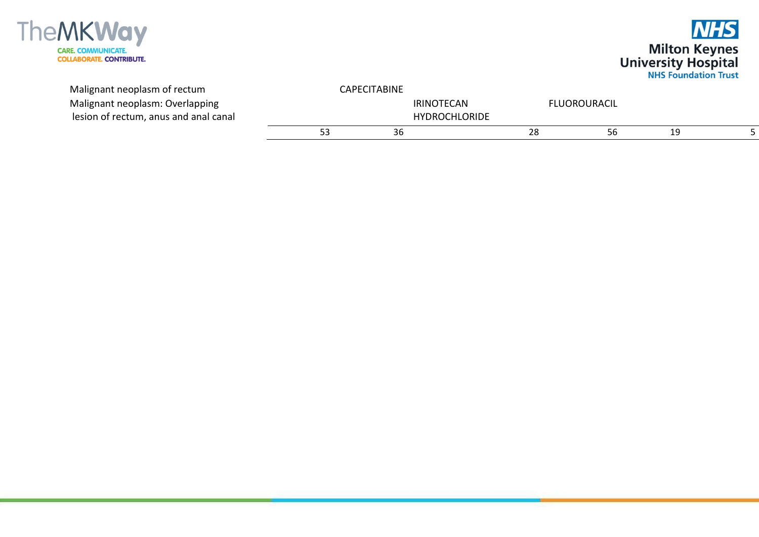| | | | | | | |
|---|---|---|---|---|---|---|
| Malignant neoplasm of rectum | | CAPECITABINE | | | | |
| Malignant neoplasm: Overlapping lesion of rectum, anus and anal canal | | | IRINOTECAN HYDROCHLORIDE | FLUOROURACIL | | |
| | 53 | 36 | 28 | 56 | 19 | 5 |